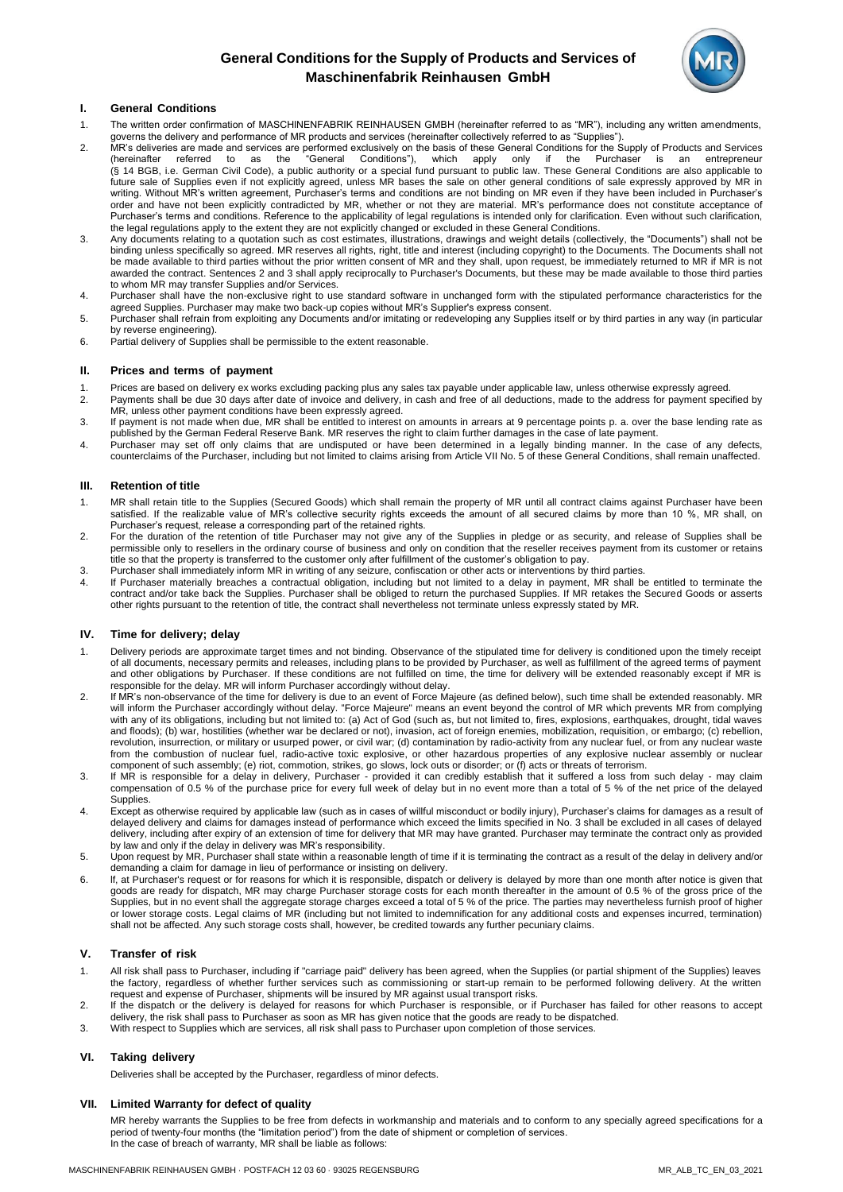# General Conditions for the Supply of Products and Services of Maschinenfabrik Reinhausen GmbH

## I. General Conditions

1. The written order confirmation of MASCHINENFABRIK REINHAUSEN GMBH (hereinafter referred to as "MR"), including any written amendments, governs the delivery and performance of MR products and services (hereinafter collectively referred to as "Supplies").
2. MR's deliveries are made and services are performed exclusively on the basis of these General Conditions for the Supply of Products and Services (hereinafter referred to as the "General Conditions"), which apply only if the Purchaser is an entrepreneur (§ 14 BGB, i.e. German Civil Code), a public authority or a special fund pursuant to public law. These General Conditions are also applicable to future sale of Supplies even if not explicitly agreed, unless MR bases the sale on other general conditions of sale expressly approved by MR in writing. Without MR's written agreement, Purchaser's terms and conditions are not binding on MR even if they have been included in Purchaser's order and have not been explicitly contradicted by MR, whether or not they are material. MR's performance does not constitute acceptance of Purchaser's terms and conditions. Reference to the applicability of legal regulations is intended only for clarification. Even without such clarification, the legal regulations apply to the extent they are not explicitly changed or excluded in these General Conditions.
3. Any documents relating to a quotation such as cost estimates, illustrations, drawings and weight details (collectively, the "Documents") shall not be binding unless specifically so agreed. MR reserves all rights, right, title and interest (including copyright) to the Documents. The Documents shall not be made available to third parties without the prior written consent of MR and they shall, upon request, be immediately returned to MR if MR is not awarded the contract. Sentences 2 and 3 shall apply reciprocally to Purchaser's Documents, but these may be made available to those third parties to whom MR may transfer Supplies and/or Services.
4. Purchaser shall have the non-exclusive right to use standard software in unchanged form with the stipulated performance characteristics for the agreed Supplies. Purchaser may make two back-up copies without MR's Supplier's express consent.
5. Purchaser shall refrain from exploiting any Documents and/or imitating or redeveloping any Supplies itself or by third parties in any way (in particular by reverse engineering).
6. Partial delivery of Supplies shall be permissible to the extent reasonable.

## II. Prices and terms of payment

1. Prices are based on delivery ex works excluding packing plus any sales tax payable under applicable law, unless otherwise expressly agreed.
2. Payments shall be due 30 days after date of invoice and delivery, in cash and free of all deductions, made to the address for payment specified by MR, unless other payment conditions have been expressly agreed.
3. If payment is not made when due, MR shall be entitled to interest on amounts in arrears at 9 percentage points p. a. over the base lending rate as published by the German Federal Reserve Bank. MR reserves the right to claim further damages in the case of late payment.
4. Purchaser may set off only claims that are undisputed or have been determined in a legally binding manner. In the case of any defects, counterclaims of the Purchaser, including but not limited to claims arising from Article VII No. 5 of these General Conditions, shall remain unaffected.

## III. Retention of title

1. MR shall retain title to the Supplies (Secured Goods) which shall remain the property of MR until all contract claims against Purchaser have been satisfied. If the realizable value of MR's collective security rights exceeds the amount of all secured claims by more than 10 %, MR shall, on Purchaser's request, release a corresponding part of the retained rights.
2. For the duration of the retention of title Purchaser may not give any of the Supplies in pledge or as security, and release of Supplies shall be permissible only to resellers in the ordinary course of business and only on condition that the reseller receives payment from its customer or retains title so that the property is transferred to the customer only after fulfillment of the customer's obligation to pay.
3. Purchaser shall immediately inform MR in writing of any seizure, confiscation or other acts or interventions by third parties.
4. If Purchaser materially breaches a contractual obligation, including but not limited to a delay in payment, MR shall be entitled to terminate the contract and/or take back the Supplies. Purchaser shall be obliged to return the purchased Supplies. If MR retakes the Secured Goods or asserts other rights pursuant to the retention of title, the contract shall nevertheless not terminate unless expressly stated by MR.

## IV. Time for delivery; delay

1. Delivery periods are approximate target times and not binding. Observance of the stipulated time for delivery is conditioned upon the timely receipt of all documents, necessary permits and releases, including plans to be provided by Purchaser, as well as fulfillment of the agreed terms of payment and other obligations by Purchaser. If these conditions are not fulfilled on time, the time for delivery will be extended reasonably except if MR is responsible for the delay. MR will inform Purchaser accordingly without delay.
2. If MR's non-observance of the time for delivery is due to an event of Force Majeure (as defined below), such time shall be extended reasonably. MR will inform the Purchaser accordingly without delay. "Force Majeure" means an event beyond the control of MR which prevents MR from complying with any of its obligations, including but not limited to: (a) Act of God (such as, but not limited to, fires, explosions, earthquakes, drought, tidal waves and floods); (b) war, hostilities (whether war be declared or not), invasion, act of foreign enemies, mobilization, requisition, or embargo; (c) rebellion, revolution, insurrection, or military or usurped power, or civil war; (d) contamination by radio-activity from any nuclear fuel, or from any nuclear waste from the combustion of nuclear fuel, radio-active toxic explosive, or other hazardous properties of any explosive nuclear assembly or nuclear component of such assembly; (e) riot, commotion, strikes, go slows, lock outs or disorder; or (f) acts or threats of terrorism.
3. If MR is responsible for a delay in delivery, Purchaser - provided it can credibly establish that it suffered a loss from such delay - may claim compensation of 0.5 % of the purchase price for every full week of delay but in no event more than a total of 5 % of the net price of the delayed Supplies.
4. Except as otherwise required by applicable law (such as in cases of willful misconduct or bodily injury), Purchaser's claims for damages as a result of delayed delivery and claims for damages instead of performance which exceed the limits specified in No. 3 shall be excluded in all cases of delayed delivery, including after expiry of an extension of time for delivery that MR may have granted. Purchaser may terminate the contract only as provided by law and only if the delay in delivery was MR's responsibility.
5. Upon request by MR, Purchaser shall state within a reasonable length of time if it is terminating the contract as a result of the delay in delivery and/or demanding a claim for damage in lieu of performance or insisting on delivery.
6. If, at Purchaser's request or for reasons for which it is responsible, dispatch or delivery is delayed by more than one month after notice is given that goods are ready for dispatch, MR may charge Purchaser storage costs for each month thereafter in the amount of 0.5 % of the gross price of the Supplies, but in no event shall the aggregate storage charges exceed a total of 5 % of the price. The parties may nevertheless furnish proof of higher or lower storage costs. Legal claims of MR (including but not limited to indemnification for any additional costs and expenses incurred, termination) shall not be affected. Any such storage costs shall, however, be credited towards any further pecuniary claims.

## V. Transfer of risk

1. All risk shall pass to Purchaser, including if "carriage paid" delivery has been agreed, when the Supplies (or partial shipment of the Supplies) leaves the factory, regardless of whether further services such as commissioning or start-up remain to be performed following delivery. At the written request and expense of Purchaser, shipments will be insured by MR against usual transport risks.
2. If the dispatch or the delivery is delayed for reasons for which Purchaser is responsible, or if Purchaser has failed for other reasons to accept delivery, the risk shall pass to Purchaser as soon as MR has given notice that the goods are ready to be dispatched.
3. With respect to Supplies which are services, all risk shall pass to Purchaser upon completion of those services.

## VI. Taking delivery

Deliveries shall be accepted by the Purchaser, regardless of minor defects.

## VII. Limited Warranty for defect of quality

MR hereby warrants the Supplies to be free from defects in workmanship and materials and to conform to any specially agreed specifications for a period of twenty-four months (the "limitation period") from the date of shipment or completion of services.
In the case of breach of warranty, MR shall be liable as follows: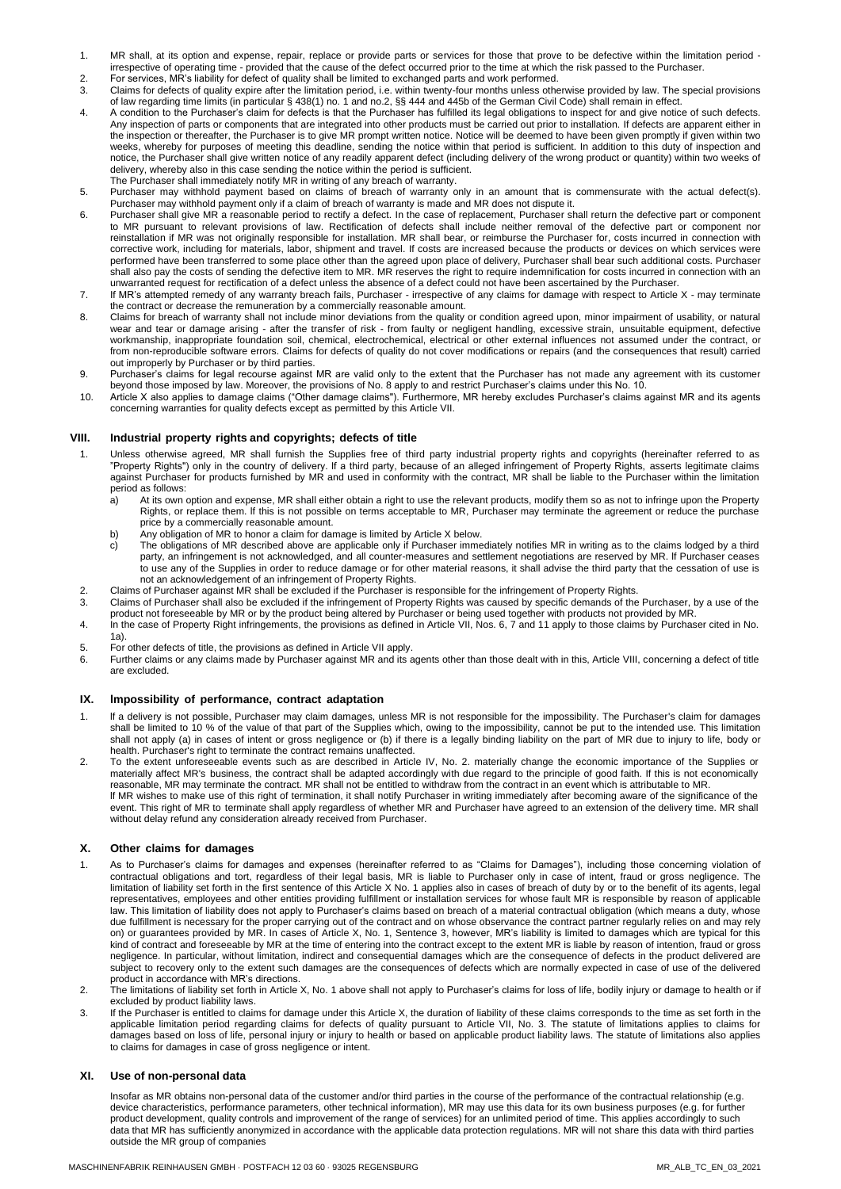1. MR shall, at its option and expense, repair, replace or provide parts or services for those that prove to be defective within the limitation period - irrespective of operating time - provided that the cause of the defect occurred prior to the time at which the risk passed to the Purchaser.
2. For services, MR's liability for defect of quality shall be limited to exchanged parts and work performed.
3. Claims for defects of quality expire after the limitation period, i.e. within twenty-four months unless otherwise provided by law. The special provisions of law regarding time limits (in particular § 438(1) no. 1 and no.2, §§ 444 and 445b of the German Civil Code) shall remain in effect.
4. A condition to the Purchaser's claim for defects is that the Purchaser has fulfilled its legal obligations to inspect for and give notice of such defects. Any inspection of parts or components that are integrated into other products must be carried out prior to installation. If defects are apparent either in the inspection or thereafter, the Purchaser is to give MR prompt written notice. Notice will be deemed to have been given promptly if given within two weeks, whereby for purposes of meeting this deadline, sending the notice within that period is sufficient. In addition to this duty of inspection and notice, the Purchaser shall give written notice of any readily apparent defect (including delivery of the wrong product or quantity) within two weeks of delivery, whereby also in this case sending the notice within the period is sufficient.
   The Purchaser shall immediately notify MR in writing of any breach of warranty.
5. Purchaser may withhold payment based on claims of breach of warranty only in an amount that is commensurate with the actual defect(s). Purchaser may withhold payment only if a claim of breach of warranty is made and MR does not dispute it.
6. Purchaser shall give MR a reasonable period to rectify a defect. In the case of replacement, Purchaser shall return the defective part or component to MR pursuant to relevant provisions of law. Rectification of defects shall include neither removal of the defective part or component nor reinstallation if MR was not originally responsible for installation. MR shall bear, or reimburse the Purchaser for, costs incurred in connection with corrective work, including for materials, labor, shipment and travel. If costs are increased because the products or devices on which services were performed have been transferred to some place other than the agreed upon place of delivery, Purchaser shall bear such additional costs. Purchaser shall also pay the costs of sending the defective item to MR. MR reserves the right to require indemnification for costs incurred in connection with an unwarranted request for rectification of a defect unless the absence of a defect could not have been ascertained by the Purchaser.
7. If MR's attempted remedy of any warranty breach fails, Purchaser - irrespective of any claims for damage with respect to Article X - may terminate the contract or decrease the remuneration by a commercially reasonable amount.
8. Claims for breach of warranty shall not include minor deviations from the quality or condition agreed upon, minor impairment of usability, or natural wear and tear or damage arising - after the transfer of risk - from faulty or negligent handling, excessive strain, unsuitable equipment, defective workmanship, inappropriate foundation soil, chemical, electrochemical, electrical or other external influences not assumed under the contract, or from non-reproducible software errors. Claims for defects of quality do not cover modifications or repairs (and the consequences that result) carried out improperly by Purchaser or by third parties.
9. Purchaser's claims for legal recourse against MR are valid only to the extent that the Purchaser has not made any agreement with its customer beyond those imposed by law. Moreover, the provisions of No. 8 apply to and restrict Purchaser's claims under this No. 10.
10. Article X also applies to damage claims ("Other damage claims"). Furthermore, MR hereby excludes Purchaser's claims against MR and its agents concerning warranties for quality defects except as permitted by this Article VII.

## VIII. Industrial property rights and copyrights; defects of title

1. Unless otherwise agreed, MR shall furnish the Supplies free of third party industrial property rights and copyrights (hereinafter referred to as "Property Rights") only in the country of delivery. If a third party, because of an alleged infringement of Property Rights, asserts legitimate claims against Purchaser for products furnished by MR and used in conformity with the contract, MR shall be liable to the Purchaser within the limitation period as follows:
   a) At its own option and expense, MR shall either obtain a right to use the relevant products, modify them so as not to infringe upon the Property Rights, or replace them. If this is not possible on terms acceptable to MR, Purchaser may terminate the agreement or reduce the purchase price by a commercially reasonable amount.
   b) Any obligation of MR to honor a claim for damage is limited by Article X below.
   c) The obligations of MR described above are applicable only if Purchaser immediately notifies MR in writing as to the claims lodged by a third party, an infringement is not acknowledged, and all counter-measures and settlement negotiations are reserved by MR. If Purchaser ceases to use any of the Supplies in order to reduce damage or for other material reasons, it shall advise the third party that the cessation of use is not an acknowledgement of an infringement of Property Rights.
2. Claims of Purchaser against MR shall be excluded if the Purchaser is responsible for the infringement of Property Rights.
3. Claims of Purchaser shall also be excluded if the infringement of Property Rights was caused by specific demands of the Purchaser, by a use of the product not foreseeable by MR or by the product being altered by Purchaser or being used together with products not provided by MR.
4. In the case of Property Right infringements, the provisions as defined in Article VII, Nos. 6, 7 and 11 apply to those claims by Purchaser cited in No. 1a).
5. For other defects of title, the provisions as defined in Article VII apply.
6. Further claims or any claims made by Purchaser against MR and its agents other than those dealt with in this, Article VIII, concerning a defect of title are excluded.

## IX. Impossibility of performance, contract adaptation

1. If a delivery is not possible, Purchaser may claim damages, unless MR is not responsible for the impossibility. The Purchaser's claim for damages shall be limited to 10 % of the value of that part of the Supplies which, owing to the impossibility, cannot be put to the intended use. This limitation shall not apply (a) in cases of intent or gross negligence or (b) if there is a legally binding liability on the part of MR due to injury to life, body or health. Purchaser's right to terminate the contract remains unaffected.
2. To the extent unforeseeable events such as are described in Article IV, No. 2. materially change the economic importance of the Supplies or materially affect MR's business, the contract shall be adapted accordingly with due regard to the principle of good faith. If this is not economically reasonable, MR may terminate the contract. MR shall not be entitled to withdraw from the contract in an event which is attributable to MR.
   If MR wishes to make use of this right of termination, it shall notify Purchaser in writing immediately after becoming aware of the significance of the event. This right of MR to terminate shall apply regardless of whether MR and Purchaser have agreed to an extension of the delivery time. MR shall without delay refund any consideration already received from Purchaser.

## X. Other claims for damages

1. As to Purchaser's claims for damages and expenses (hereinafter referred to as "Claims for Damages"), including those concerning violation of contractual obligations and tort, regardless of their legal basis, MR is liable to Purchaser only in case of intent, fraud or gross negligence. The limitation of liability set forth in the first sentence of this Article X No. 1 applies also in cases of breach of duty by or to the benefit of its agents, legal representatives, employees and other entities providing fulfillment or installation services for whose fault MR is responsible by reason of applicable law. This limitation of liability does not apply to Purchaser's claims based on breach of a material contractual obligation (which means a duty, whose due fulfillment is necessary for the proper carrying out of the contract and on whose observance the contract partner regularly relies on and may rely on) or guarantees provided by MR. In cases of Article X, No. 1, Sentence 3, however, MR's liability is limited to damages which are typical for this kind of contract and foreseeable by MR at the time of entering into the contract except to the extent MR is liable by reason of intention, fraud or gross negligence. In particular, without limitation, indirect and consequential damages which are the consequence of defects in the product delivered are subject to recovery only to the extent such damages are the consequences of defects which are normally expected in case of use of the delivered product in accordance with MR's directions.
2. The limitations of liability set forth in Article X, No. 1 above shall not apply to Purchaser's claims for loss of life, bodily injury or damage to health or if excluded by product liability laws.
3. If the Purchaser is entitled to claims for damage under this Article X, the duration of liability of these claims corresponds to the time as set forth in the applicable limitation period regarding claims for defects of quality pursuant to Article VII, No. 3. The statute of limitations applies to claims for damages based on loss of life, personal injury or injury to health or based on applicable product liability laws. The statute of limitations also applies to claims for damages in case of gross negligence or intent.

## XI. Use of non-personal data

Insofar as MR obtains non-personal data of the customer and/or third parties in the course of the performance of the contractual relationship (e.g. device characteristics, performance parameters, other technical information), MR may use this data for its own business purposes (e.g. for further product development, quality controls and improvement of the range of services) for an unlimited period of time. This applies accordingly to such data that MR has sufficiently anonymized in accordance with the applicable data protection regulations. MR will not share this data with third parties outside the MR group of companies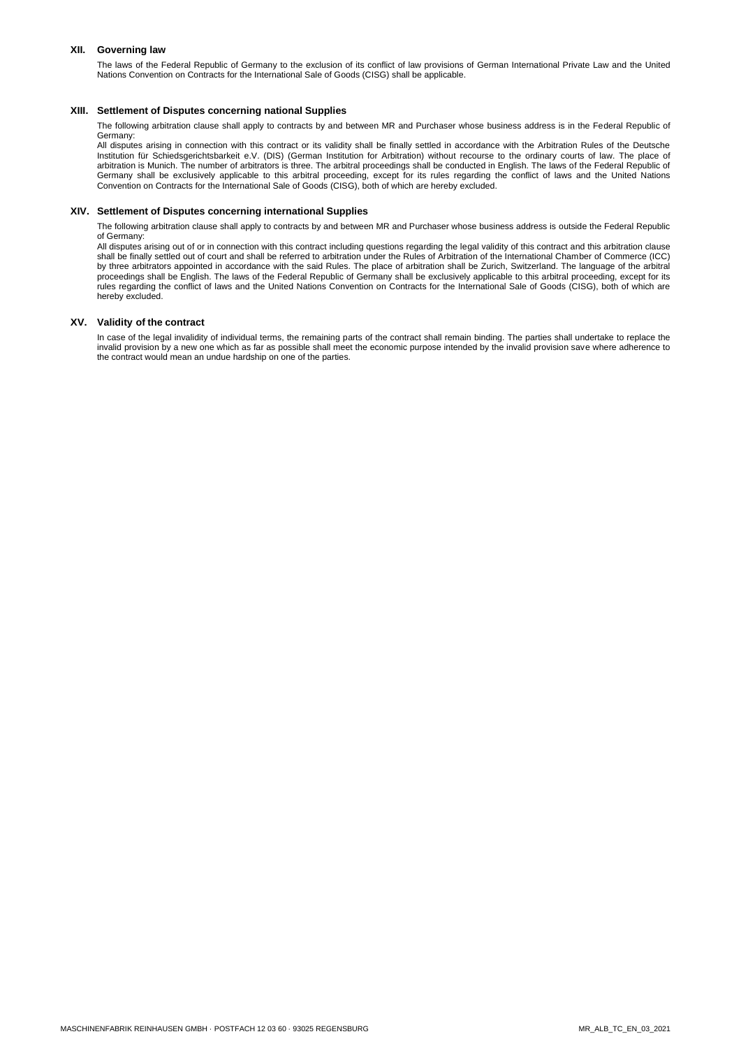## XII. Governing law

The laws of the Federal Republic of Germany to the exclusion of its conflict of law provisions of German International Private Law and the United Nations Convention on Contracts for the International Sale of Goods (CISG) shall be applicable.

## XIII. Settlement of Disputes concerning national Supplies

The following arbitration clause shall apply to contracts by and between MR and Purchaser whose business address is in the Federal Republic of Germany:

All disputes arising in connection with this contract or its validity shall be finally settled in accordance with the Arbitration Rules of the Deutsche Institution für Schiedsgerichtsbarkeit e.V. (DIS) (German Institution for Arbitration) without recourse to the ordinary courts of law. The place of arbitration is Munich. The number of arbitrators is three. The arbitral proceedings shall be conducted in English. The laws of the Federal Republic of Germany shall be exclusively applicable to this arbitral proceeding, except for its rules regarding the conflict of laws and the United Nations Convention on Contracts for the International Sale of Goods (CISG), both of which are hereby excluded.

## XIV. Settlement of Disputes concerning international Supplies

The following arbitration clause shall apply to contracts by and between MR and Purchaser whose business address is outside the Federal Republic of Germany:

All disputes arising out of or in connection with this contract including questions regarding the legal validity of this contract and this arbitration clause shall be finally settled out of court and shall be referred to arbitration under the Rules of Arbitration of the International Chamber of Commerce (ICC) by three arbitrators appointed in accordance with the said Rules. The place of arbitration shall be Zurich, Switzerland. The language of the arbitral proceedings shall be English. The laws of the Federal Republic of Germany shall be exclusively applicable to this arbitral proceeding, except for its rules regarding the conflict of laws and the United Nations Convention on Contracts for the International Sale of Goods (CISG), both of which are hereby excluded.

## XV. Validity of the contract

In case of the legal invalidity of individual terms, the remaining parts of the contract shall remain binding. The parties shall undertake to replace the invalid provision by a new one which as far as possible shall meet the economic purpose intended by the invalid provision save where adherence to the contract would mean an undue hardship on one of the parties.